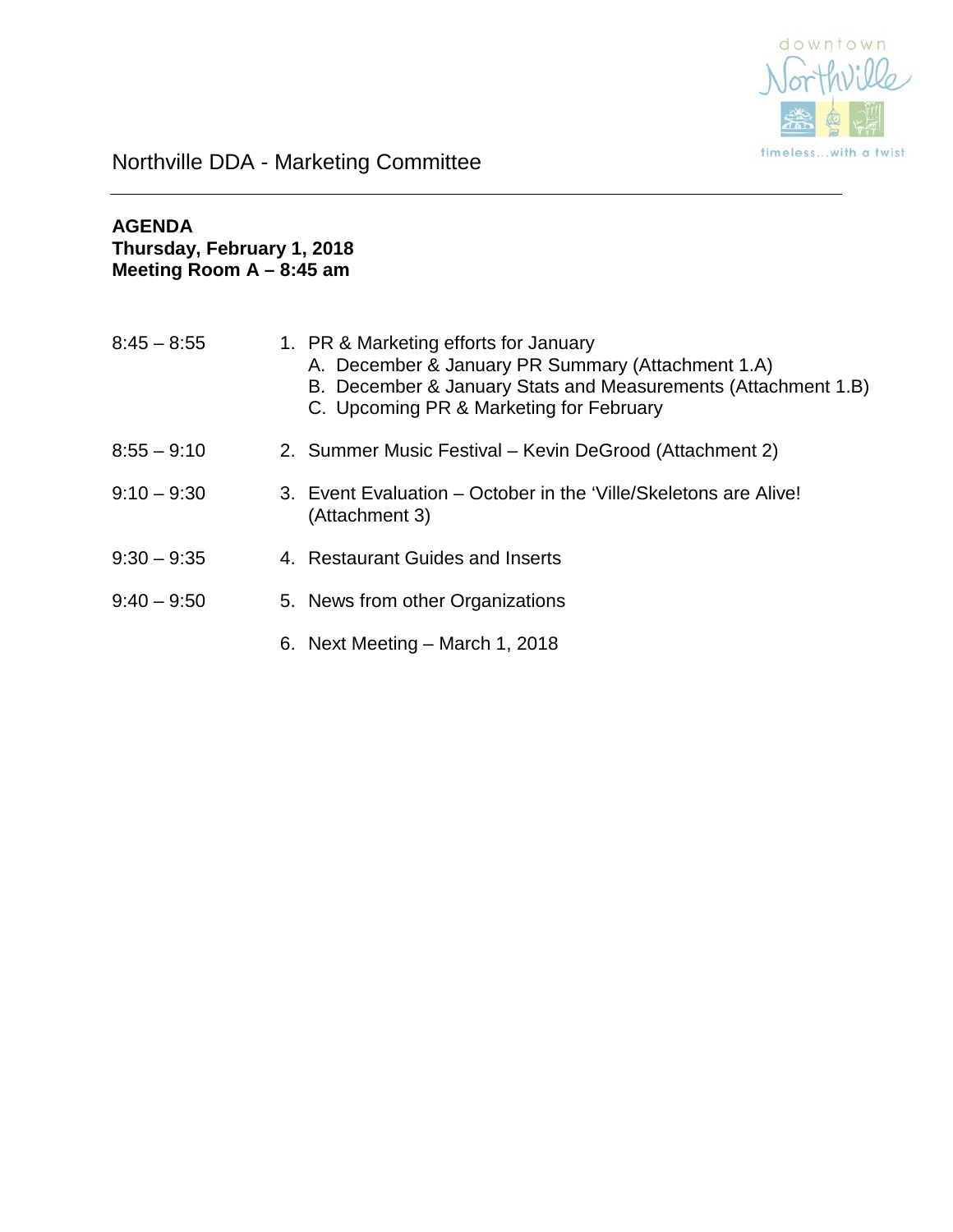# Northville DDA - Marketing Committee

**AGENDA**
**Thursday, February 1, 2018**
**Meeting Room A – 8:45 am**

| | |
|---|---|
| 8:45 – 8:55 | 1. PR & Marketing efforts for January<br>A. December & January PR Summary (Attachment 1.A)<br>B. December & January Stats and Measurements (Attachment 1.B)<br>C. Upcoming PR & Marketing for February |
| 8:55 – 9:10 | 2. Summer Music Festival – Kevin DeGrood (Attachment 2) |
| 9:10 – 9:30 | 3. Event Evaluation – October in the 'Ville/Skeletons are Alive! (Attachment 3) |
| 9:30 – 9:35 | 4. Restaurant Guides and Inserts |
| 9:40 – 9:50 | 5. News from other Organizations |
| | 6. Next Meeting – March 1, 2018 |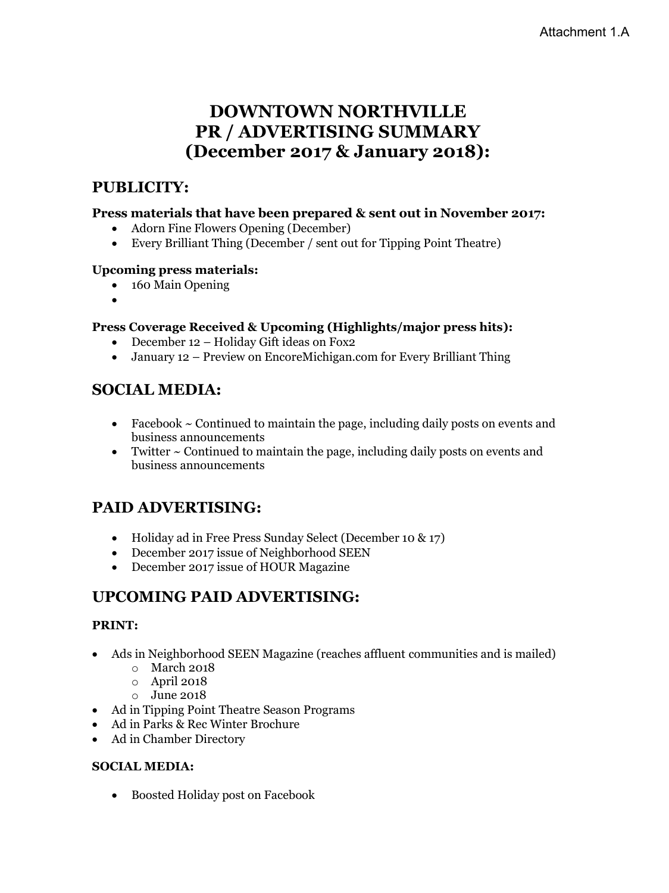Attachment 1.A

# DOWNTOWN NORTHVILLE PR / ADVERTISING SUMMARY (December 2017 & January 2018):

## PUBLICITY:

**Press materials that have been prepared & sent out in November 2017:**

- Adorn Fine Flowers Opening (December)
- Every Brilliant Thing (December / sent out for Tipping Point Theatre)

**Upcoming press materials:**

- 160 Main Opening
-

**Press Coverage Received & Upcoming (Highlights/major press hits):**

- December 12 – Holiday Gift ideas on Fox2
- January 12 – Preview on EncoreMichigan.com for Every Brilliant Thing

## SOCIAL MEDIA:

- Facebook ~ Continued to maintain the page, including daily posts on events and business announcements
- Twitter ~ Continued to maintain the page, including daily posts on events and business announcements

## PAID ADVERTISING:

- Holiday ad in Free Press Sunday Select (December 10 & 17)
- December 2017 issue of Neighborhood SEEN
- December 2017 issue of HOUR Magazine

## UPCOMING PAID ADVERTISING:

### PRINT:

- Ads in Neighborhood SEEN Magazine (reaches affluent communities and is mailed)
  - March 2018
  - April 2018
  - June 2018
- Ad in Tipping Point Theatre Season Programs
- Ad in Parks & Rec Winter Brochure
- Ad in Chamber Directory

### SOCIAL MEDIA:

- Boosted Holiday post on Facebook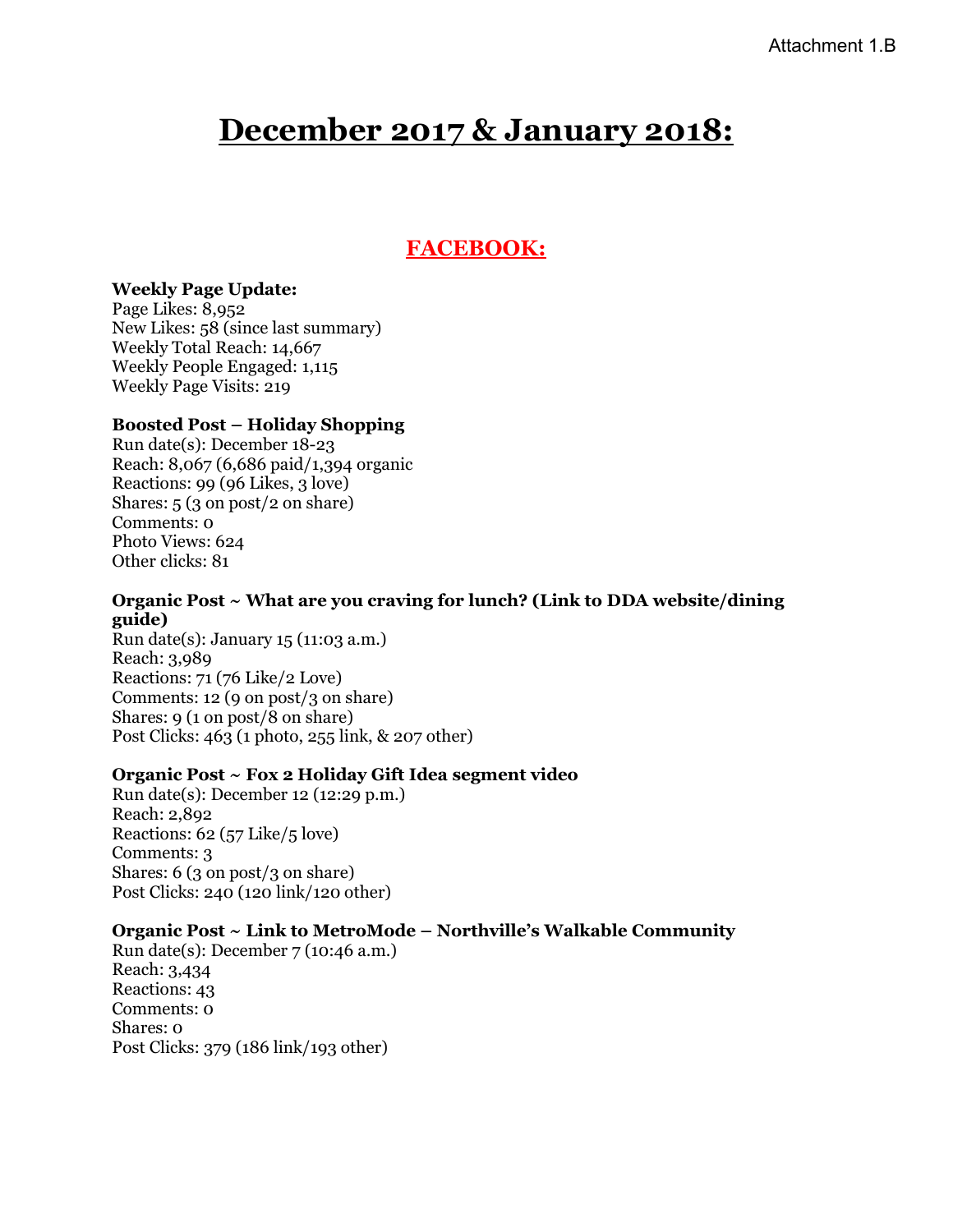Attachment 1.B

# December 2017 & January 2018:

## FACEBOOK:

**Weekly Page Update:**
Page Likes: 8,952
New Likes: 58 (since last summary)
Weekly Total Reach: 14,667
Weekly People Engaged: 1,115
Weekly Page Visits: 219

**Boosted Post – Holiday Shopping**
Run date(s): December 18-23
Reach: 8,067 (6,686 paid/1,394 organic
Reactions: 99 (96 Likes, 3 love)
Shares: 5 (3 on post/2 on share)
Comments: 0
Photo Views: 624
Other clicks: 81

**Organic Post ~ What are you craving for lunch? (Link to DDA website/dining guide)**
Run date(s): January 15 (11:03 a.m.)
Reach: 3,989
Reactions: 71 (76 Like/2 Love)
Comments: 12 (9 on post/3 on share)
Shares: 9 (1 on post/8 on share)
Post Clicks: 463 (1 photo, 255 link, & 207 other)

**Organic Post ~ Fox 2 Holiday Gift Idea segment video**
Run date(s): December 12 (12:29 p.m.)
Reach: 2,892
Reactions: 62 (57 Like/5 love)
Comments: 3
Shares: 6 (3 on post/3 on share)
Post Clicks: 240 (120 link/120 other)

**Organic Post ~ Link to MetroMode – Northville's Walkable Community**
Run date(s): December 7 (10:46 a.m.)
Reach: 3,434
Reactions: 43
Comments: 0
Shares: 0
Post Clicks: 379 (186 link/193 other)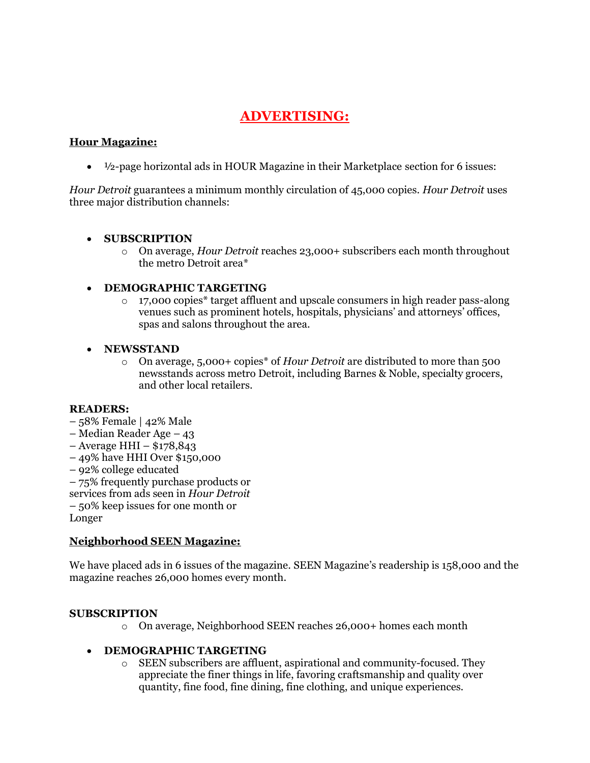# ADVERTISING:

## Hour Magazine:

- ½-page horizontal ads in HOUR Magazine in their Marketplace section for 6 issues:

*Hour Detroit* guarantees a minimum monthly circulation of 45,000 copies. *Hour Detroit* uses three major distribution channels:

- **SUBSCRIPTION**
  - On average, *Hour Detroit* reaches 23,000+ subscribers each month throughout the metro Detroit area*
- **DEMOGRAPHIC TARGETING**
  - 17,000 copies* target affluent and upscale consumers in high reader pass-along venues such as prominent hotels, hospitals, physicians' and attorneys' offices, spas and salons throughout the area.
- **NEWSSTAND**
  - On average, 5,000+ copies* of *Hour Detroit* are distributed to more than 500 newsstands across metro Detroit, including Barnes & Noble, specialty grocers, and other local retailers.

**READERS:**
– 58% Female | 42% Male
– Median Reader Age – 43
– Average HHI – $178,843
– 49% have HHI Over $150,000
– 92% college educated
– 75% frequently purchase products or services from ads seen in *Hour Detroit*
– 50% keep issues for one month or Longer

## Neighborhood SEEN Magazine:

We have placed ads in 6 issues of the magazine. SEEN Magazine's readership is 158,000 and the magazine reaches 26,000 homes every month.

**SUBSCRIPTION**
  - On average, Neighborhood SEEN reaches 26,000+ homes each month

- **DEMOGRAPHIC TARGETING**
  - SEEN subscribers are affluent, aspirational and community-focused. They appreciate the finer things in life, favoring craftsmanship and quality over quantity, fine food, fine dining, fine clothing, and unique experiences.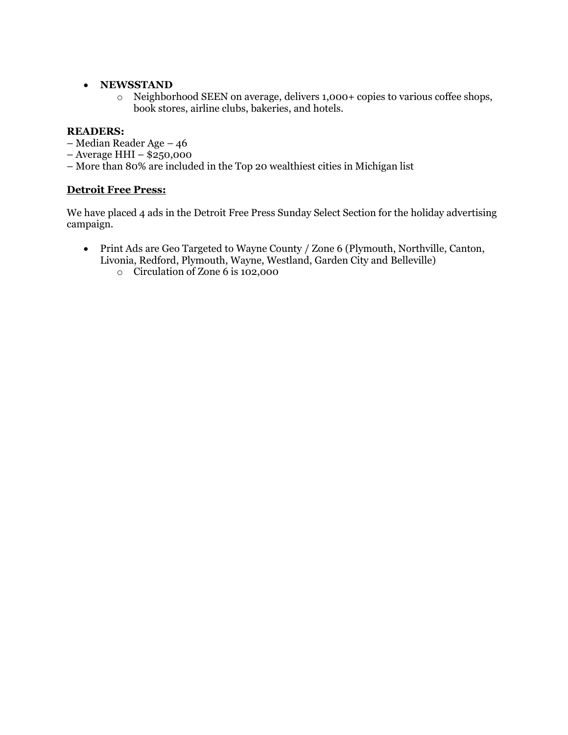- **NEWSSTAND**
  - Neighborhood SEEN on average, delivers 1,000+ copies to various coffee shops, book stores, airline clubs, bakeries, and hotels.

**READERS:**

– Median Reader Age – 46
– Average HHI – $250,000
– More than 80% are included in the Top 20 wealthiest cities in Michigan list

**<u>Detroit Free Press:</u>**

We have placed 4 ads in the Detroit Free Press Sunday Select Section for the holiday advertising campaign.

- Print Ads are Geo Targeted to Wayne County / Zone 6 (Plymouth, Northville, Canton, Livonia, Redford, Plymouth, Wayne, Westland, Garden City and Belleville)
  - Circulation of Zone 6 is 102,000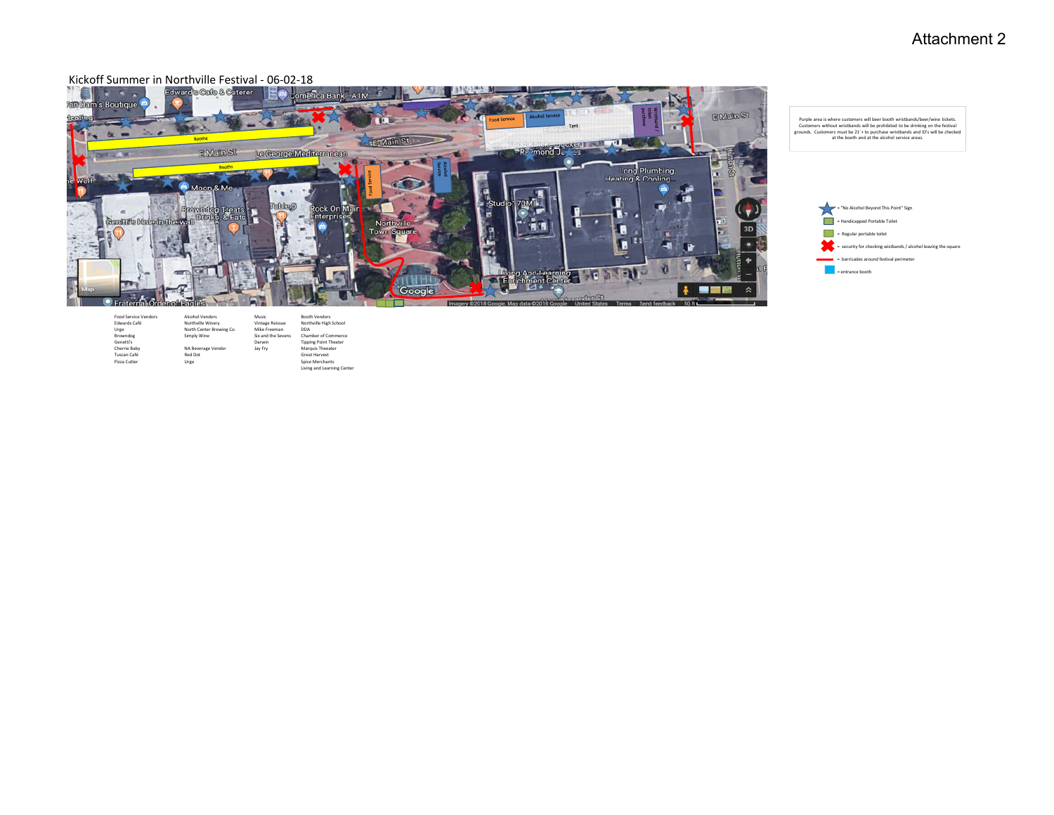# Attachment 2

## Kickoff Summer in Northville Festival - 06-02-18

Purple area is where customers will beer booth wristbands/beer/wine tickets. Customers without wristbands will be prohibited to be drinking on the festival grounds. Customers must be 21+ to purchase wristbands and ID's will be checked at the booth and at the alcohol service areas.

- = "No Alcohol Beyond This Point" Sign
- = Handicapped Portable Toilet
- = Regular portable toilet
- = security for checking wistbands / alcohol leaving the square
- = barricades around festival perimeter
- = entrance booth

| Food Service Vendors | Alcohol Vendors | Music | Booth Vendors |
|---|---|---|---|
| Edwards Café | Northville Winery | Vintage Reissue | Northville High School |
| Urge | North Center Brewing Co. | Mike Freeman | DDA |
| Browndog | Simply Wine | Six and the Sevens | Chamber of Commerce |
| Genitti's | | Darwin | Tipping Point Theater |
| Cherrie Baby | NA Beverage Vendor | Jay Fry | Marquis Theeater |
| Tuscan Café | Red Dot | | Great Harvest |
| Pizza Cutter | Urge | | Spice Merchants |
| | | | Living and Learning Center |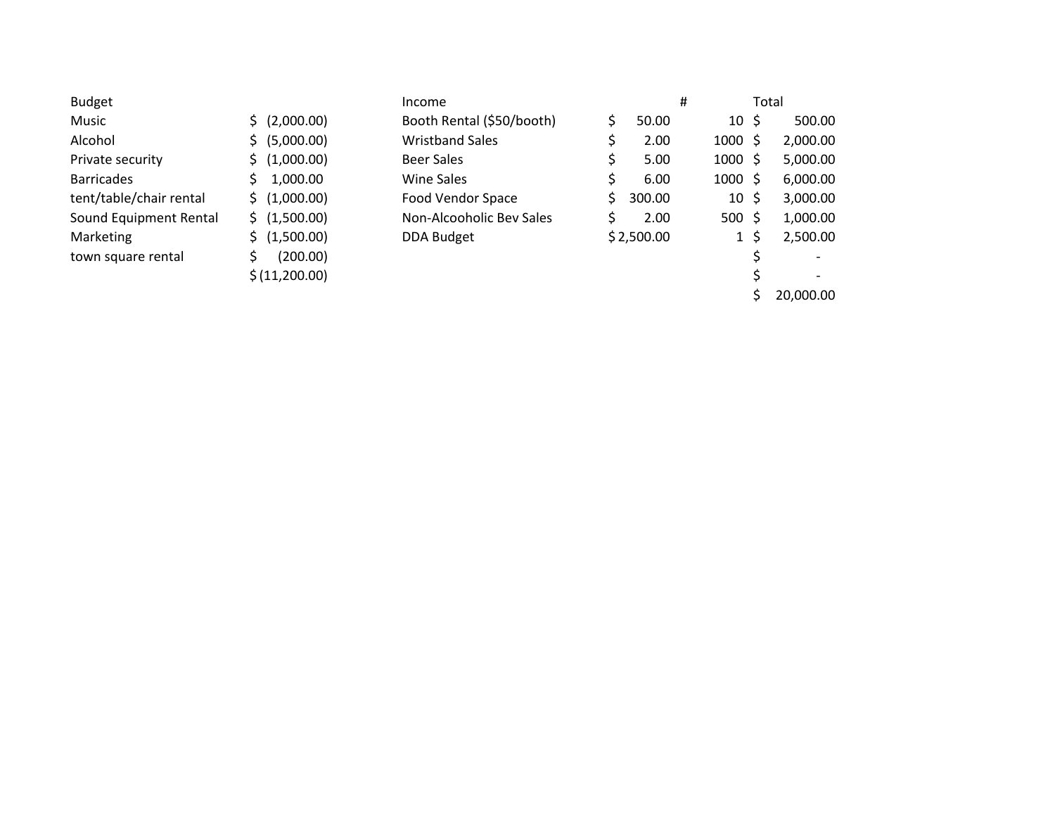| Budget | | Income | | # | Total |
|---|---|---|---|---|---|
| Music | $ (2,000.00) | Booth Rental ($50/booth) | $ 50.00 | 10 | $ 500.00 |
| Alcohol | $ (5,000.00) | Wristband Sales | $ 2.00 | 1000 | $ 2,000.00 |
| Private security | $ (1,000.00) | Beer Sales | $ 5.00 | 1000 | $ 5,000.00 |
| Barricades | $ 1,000.00 | Wine Sales | $ 6.00 | 1000 | $ 6,000.00 |
| tent/table/chair rental | $ (1,000.00) | Food Vendor Space | $ 300.00 | 10 | $ 3,000.00 |
| Sound Equipment Rental | $ (1,500.00) | Non-Alcooholic Bev Sales | $ 2.00 | 500 | $ 1,000.00 |
| Marketing | $ (1,500.00) | DDA Budget | $ 2,500.00 | 1 | $ 2,500.00 |
| town square rental | $ (200.00) | | | | $ - |
| | $ (11,200.00) | | | | $ - |
| | | | | | $ 20,000.00 |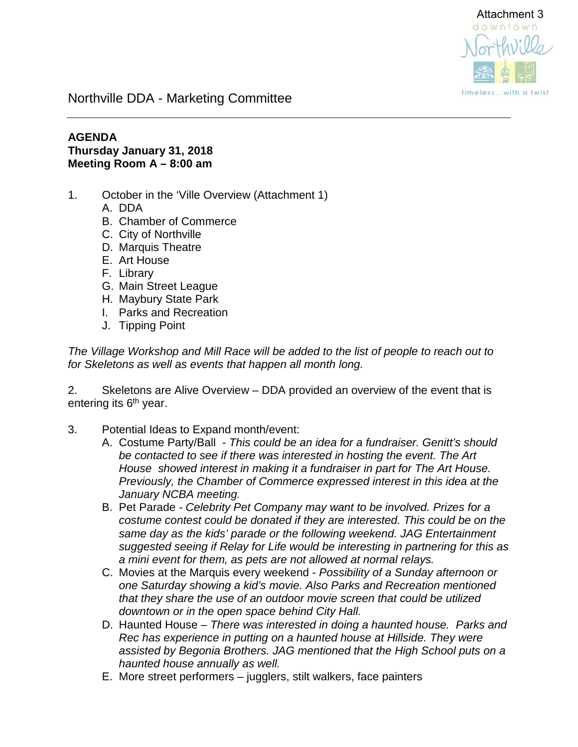Attachment 3

Northville DDA - Marketing Committee

**AGENDA**
**Thursday January 31, 2018**
**Meeting Room A – 8:00 am**

1. October in the 'Ville Overview (Attachment 1)
   A. DDA
   B. Chamber of Commerce
   C. City of Northville
   D. Marquis Theatre
   E. Art House
   F. Library
   G. Main Street League
   H. Maybury State Park
   I. Parks and Recreation
   J. Tipping Point

*The Village Workshop and Mill Race will be added to the list of people to reach out to for Skeletons as well as events that happen all month long.*

2. Skeletons are Alive Overview – DDA provided an overview of the event that is entering its 6th year.

3. Potential Ideas to Expand month/event:
   A. Costume Party/Ball - *This could be an idea for a fundraiser. Genitt's should be contacted to see if there was interested in hosting the event. The Art House showed interest in making it a fundraiser in part for The Art House. Previously, the Chamber of Commerce expressed interest in this idea at the January NCBA meeting.*
   B. Pet Parade - *Celebrity Pet Company may want to be involved. Prizes for a costume contest could be donated if they are interested. This could be on the same day as the kids' parade or the following weekend. JAG Entertainment suggested seeing if Relay for Life would be interesting in partnering for this as a mini event for them, as pets are not allowed at normal relays.*
   C. Movies at the Marquis every weekend - *Possibility of a Sunday afternoon or one Saturday showing a kid's movie. Also Parks and Recreation mentioned that they share the use of an outdoor movie screen that could be utilized downtown or in the open space behind City Hall.*
   D. Haunted House – *There was interested in doing a haunted house. Parks and Rec has experience in putting on a haunted house at Hillside. They were assisted by Begonia Brothers. JAG mentioned that the High School puts on a haunted house annually as well.*
   E. More street performers – jugglers, stilt walkers, face painters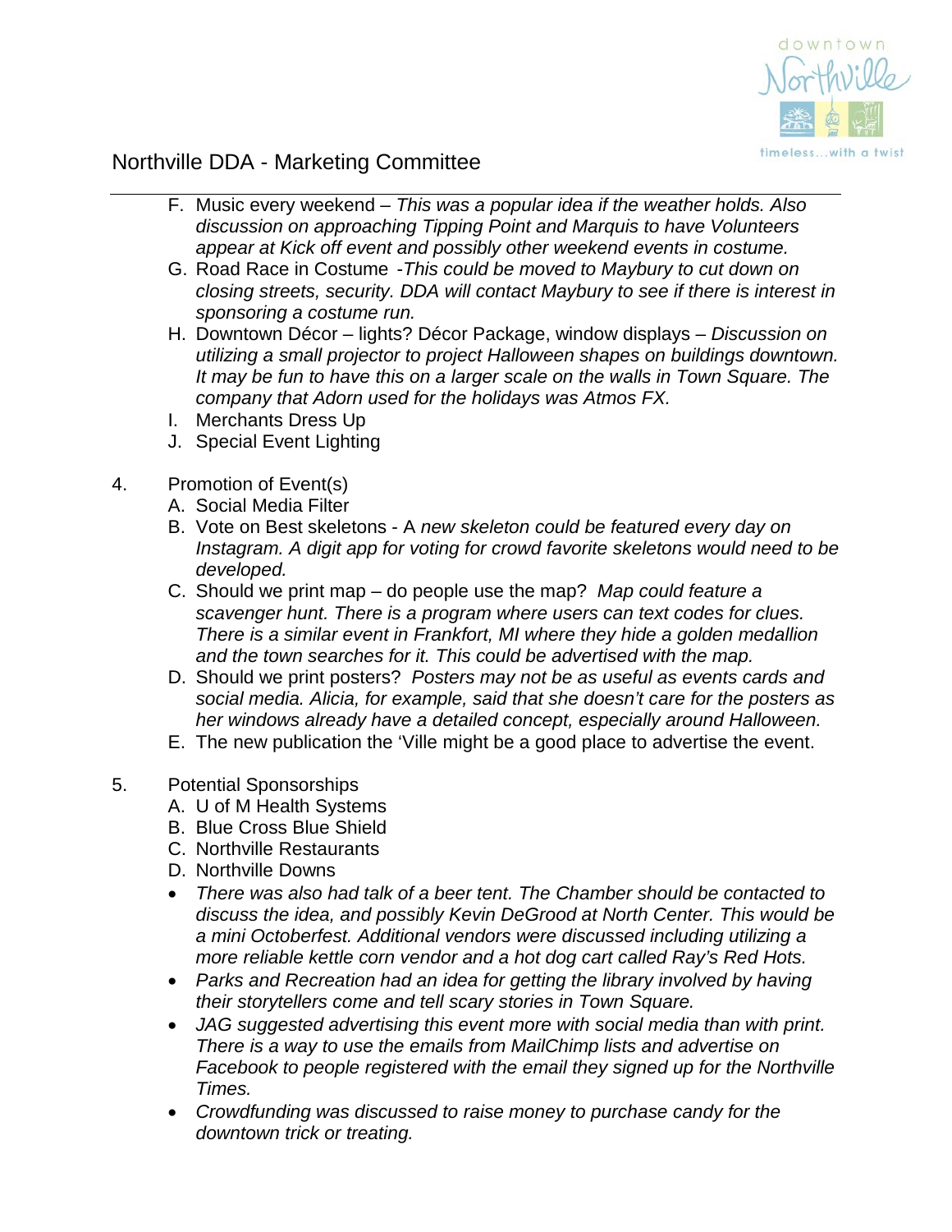## Northville DDA - Marketing Committee

F. Music every weekend – *This was a popular idea if the weather holds. Also discussion on approaching Tipping Point and Marquis to have Volunteers appear at Kick off event and possibly other weekend events in costume.*

G. Road Race in Costume *-This could be moved to Maybury to cut down on closing streets, security. DDA will contact Maybury to see if there is interest in sponsoring a costume run.*

H. Downtown Décor – lights? Décor Package, window displays – *Discussion on utilizing a small projector to project Halloween shapes on buildings downtown. It may be fun to have this on a larger scale on the walls in Town Square. The company that Adorn used for the holidays was Atmos FX.*

I. Merchants Dress Up

J. Special Event Lighting

4. Promotion of Event(s)

   A. Social Media Filter

   B. Vote on Best skeletons - A *new skeleton could be featured every day on Instagram. A digit app for voting for crowd favorite skeletons would need to be developed.*

   C. Should we print map – do people use the map? *Map could feature a scavenger hunt. There is a program where users can text codes for clues. There is a similar event in Frankfort, MI where they hide a golden medallion and the town searches for it. This could be advertised with the map.*

   D. Should we print posters? *Posters may not be as useful as events cards and social media. Alicia, for example, said that she doesn't care for the posters as her windows already have a detailed concept, especially around Halloween.*

   E. The new publication the 'Ville might be a good place to advertise the event.

5. Potential Sponsorships

   A. U of M Health Systems

   B. Blue Cross Blue Shield

   C. Northville Restaurants

   D. Northville Downs

   - *There was also had talk of a beer tent. The Chamber should be contacted to discuss the idea, and possibly Kevin DeGrood at North Center. This would be a mini Octoberfest. Additional vendors were discussed including utilizing a more reliable kettle corn vendor and a hot dog cart called Ray's Red Hots.*
   - *Parks and Recreation had an idea for getting the library involved by having their storytellers come and tell scary stories in Town Square.*
   - *JAG suggested advertising this event more with social media than with print. There is a way to use the emails from MailChimp lists and advertise on Facebook to people registered with the email they signed up for the Northville Times.*
   - *Crowdfunding was discussed to raise money to purchase candy for the downtown trick or treating.*